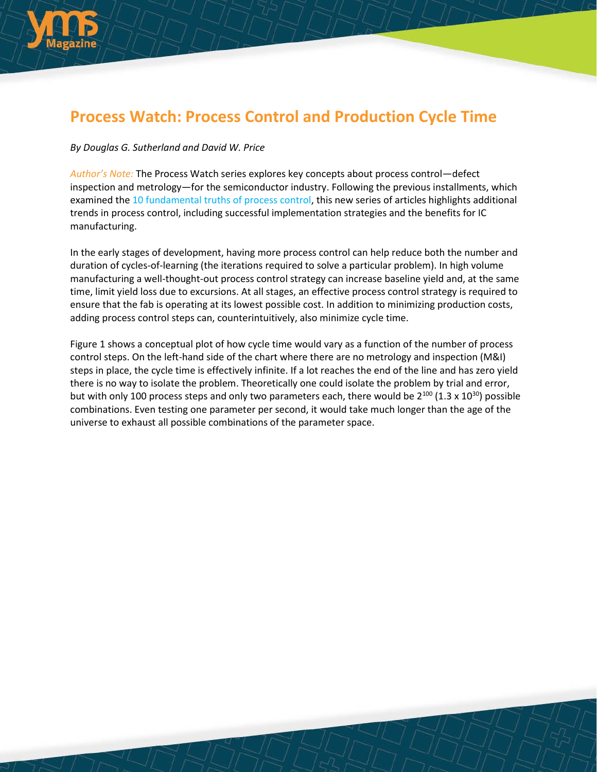# Process Watch: Process Control and Production Cycle Time

*By Douglas G. Sutherland and David W. Price*

*Author's Note:* The Process Watch series explores key concepts about process control—defect inspection and metrology—for the semiconductor industry. Following the previous installments, which examined the 10 fundamental truths of process control, this new series of articles highlights additional trends in process control, including successful implementation strategies and the benefits for IC manufacturing.

In the early stages of development, having more process control can help reduce both the number and duration of cycles-of-learning (the iterations required to solve a particular problem). In high volume manufacturing a well-thought-out process control strategy can increase baseline yield and, at the same time, limit yield loss due to excursions. At all stages, an effective process control strategy is required to ensure that the fab is operating at its lowest possible cost. In addition to minimizing production costs, adding process control steps can, counterintuitively, also minimize cycle time.

Figure 1 shows a conceptual plot of how cycle time would vary as a function of the number of process control steps. On the left-hand side of the chart where there are no metrology and inspection (M&I) steps in place, the cycle time is effectively infinite. If a lot reaches the end of the line and has zero yield there is no way to isolate the problem. Theoretically one could isolate the problem by trial and error, but with only 100 process steps and only two parameters each, there would be $2^{100}$ ($1.3 \times 10^{30}$) possible combinations. Even testing one parameter per second, it would take much longer than the age of the universe to exhaust all possible combinations of the parameter space.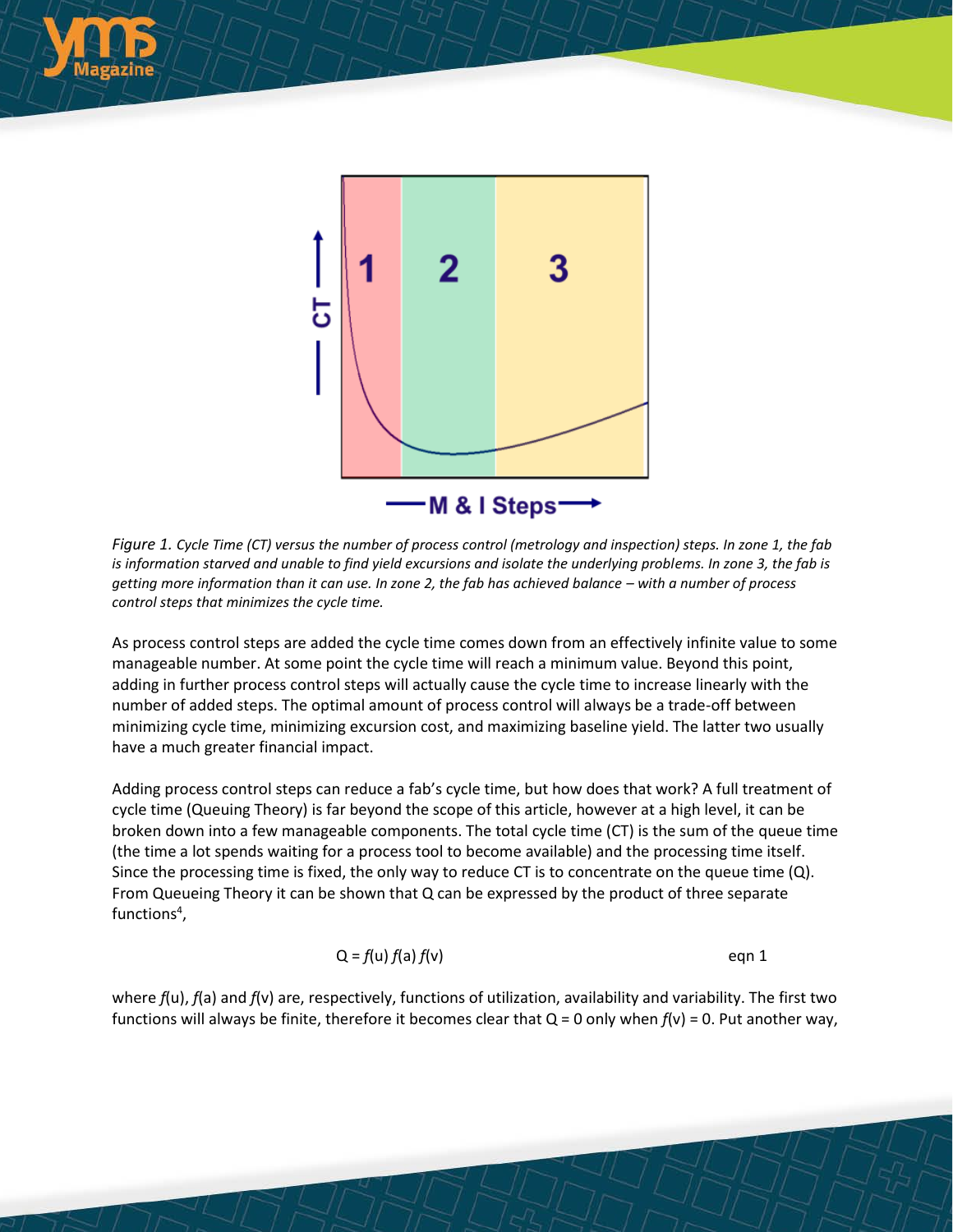*Figure 1. Cycle Time (CT) versus the number of process control (metrology and inspection) steps. In zone 1, the fab is information starved and unable to find yield excursions and isolate the underlying problems. In zone 3, the fab is getting more information than it can use. In zone 2, the fab has achieved balance – with a number of process control steps that minimizes the cycle time.*

As process control steps are added the cycle time comes down from an effectively infinite value to some manageable number. At some point the cycle time will reach a minimum value. Beyond this point, adding in further process control steps will actually cause the cycle time to increase linearly with the number of added steps. The optimal amount of process control will always be a trade-off between minimizing cycle time, minimizing excursion cost, and maximizing baseline yield. The latter two usually have a much greater financial impact.

Adding process control steps can reduce a fab's cycle time, but how does that work? A full treatment of cycle time (Queuing Theory) is far beyond the scope of this article, however at a high level, it can be broken down into a few manageable components. The total cycle time (CT) is the sum of the queue time (the time a lot spends waiting for a process tool to become available) and the processing time itself. Since the processing time is fixed, the only way to reduce CT is to concentrate on the queue time (Q). From Queueing Theory it can be shown that Q can be expressed by the product of three separate functions[4],

$$Q = f(u)\, f(a)\, f(v) \qquad \text{eqn 1}$$

where $f(u)$, $f(a)$ and $f(v)$ are, respectively, functions of utilization, availability and variability. The first two functions will always be finite, therefore it becomes clear that $Q = 0$ only when $f(v) = 0$. Put another way,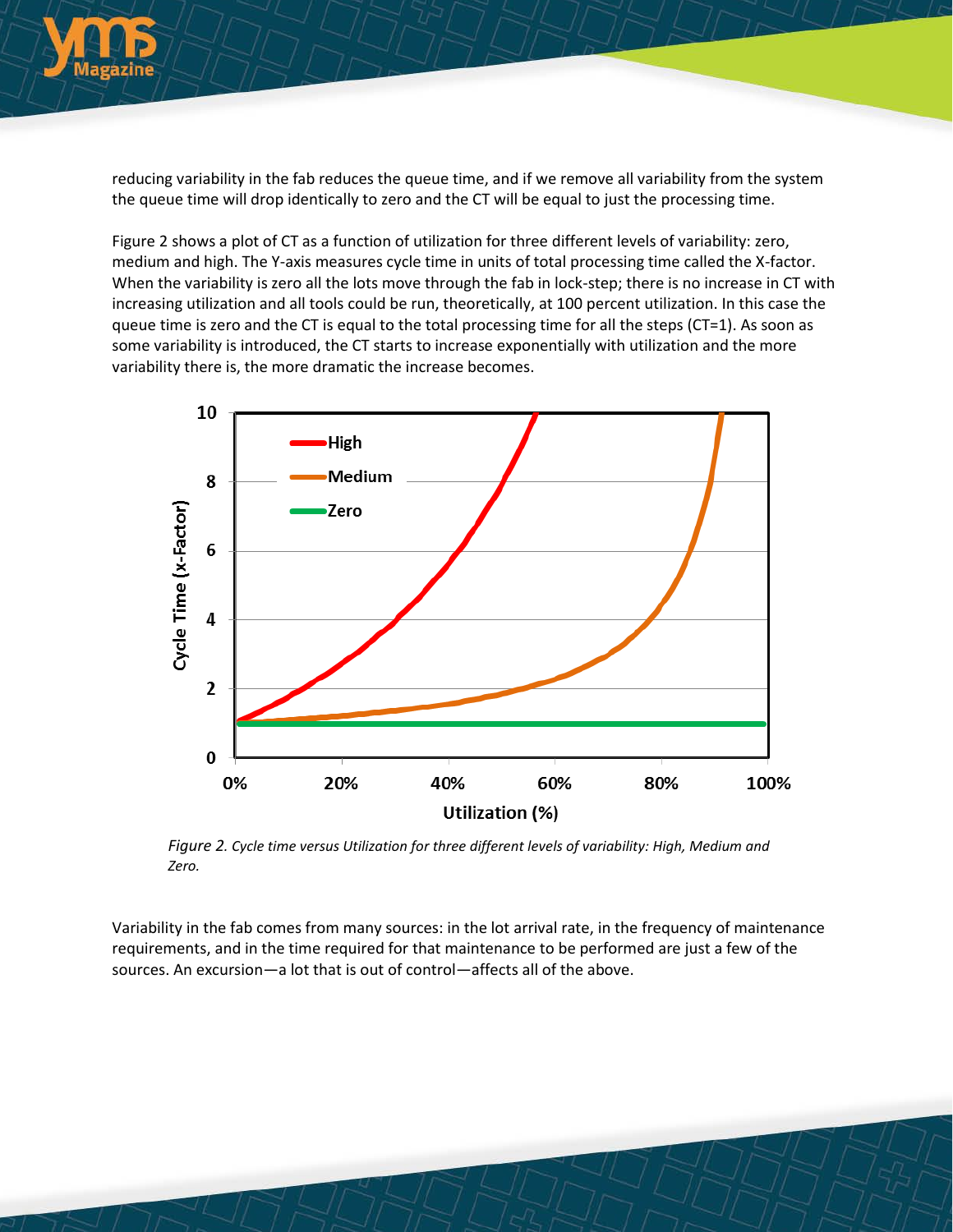reducing variability in the fab reduces the queue time, and if we remove all variability from the system the queue time will drop identically to zero and the CT will be equal to just the processing time.

Figure 2 shows a plot of CT as a function of utilization for three different levels of variability: zero, medium and high. The Y-axis measures cycle time in units of total processing time called the X-factor. When the variability is zero all the lots move through the fab in lock-step; there is no increase in CT with increasing utilization and all tools could be run, theoretically, at 100 percent utilization. In this case the queue time is zero and the CT is equal to the total processing time for all the steps (CT=1). As soon as some variability is introduced, the CT starts to increase exponentially with utilization and the more variability there is, the more dramatic the increase becomes.

*Figure 2. Cycle time versus Utilization for three different levels of variability: High, Medium and Zero.*

Variability in the fab comes from many sources: in the lot arrival rate, in the frequency of maintenance requirements, and in the time required for that maintenance to be performed are just a few of the sources. An excursion—a lot that is out of control—affects all of the above.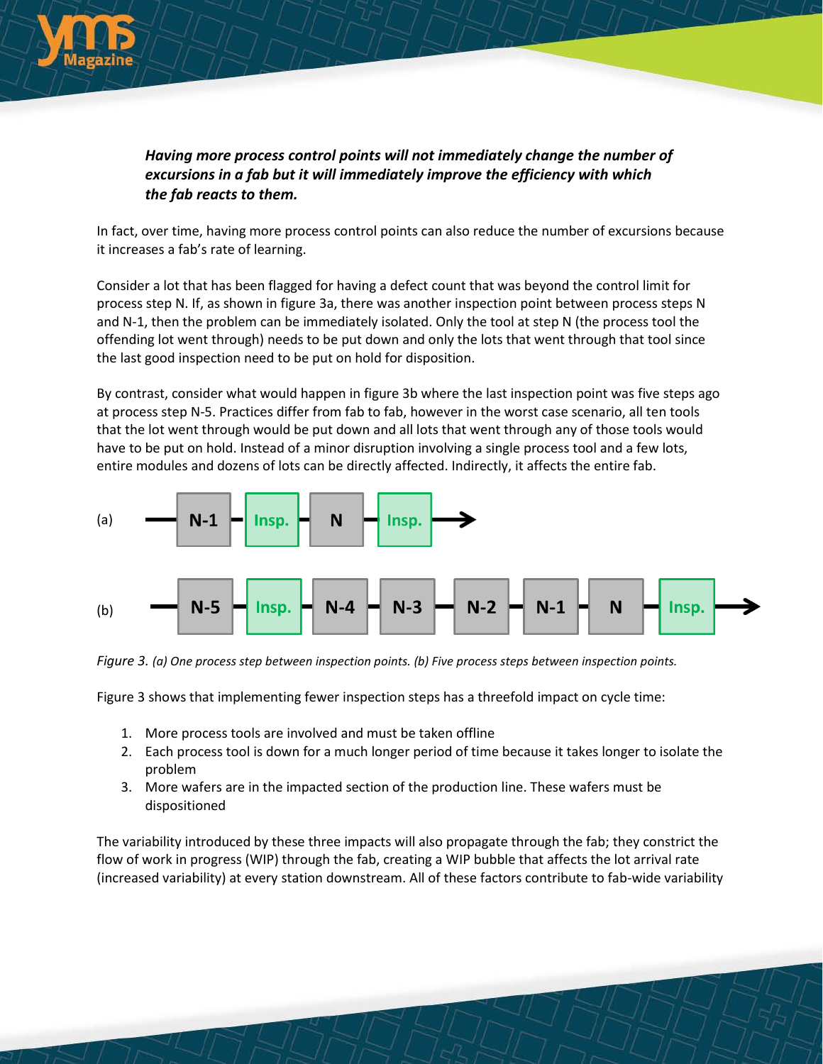***Having more process control points will not immediately change the number of excursions in a fab but it will immediately improve the efficiency with which the fab reacts to them.***

In fact, over time, having more process control points can also reduce the number of excursions because it increases a fab's rate of learning.

Consider a lot that has been flagged for having a defect count that was beyond the control limit for process step N. If, as shown in figure 3a, there was another inspection point between process steps N and N-1, then the problem can be immediately isolated. Only the tool at step N (the process tool the offending lot went through) needs to be put down and only the lots that went through that tool since the last good inspection need to be put on hold for disposition.

By contrast, consider what would happen in figure 3b where the last inspection point was five steps ago at process step N-5. Practices differ from fab to fab, however in the worst case scenario, all ten tools that the lot went through would be put down and all lots that went through any of those tools would have to be put on hold. Instead of a minor disruption involving a single process tool and a few lots, entire modules and dozens of lots can be directly affected. Indirectly, it affects the entire fab.

(a) N-1 → Insp. → N → Insp. →

(b) N-5 → Insp. → N-4 → N-3 → N-2 → N-1 → N → Insp. →

*Figure 3. (a) One process step between inspection points. (b) Five process steps between inspection points.*

Figure 3 shows that implementing fewer inspection steps has a threefold impact on cycle time:

1. More process tools are involved and must be taken offline
2. Each process tool is down for a much longer period of time because it takes longer to isolate the problem
3. More wafers are in the impacted section of the production line. These wafers must be dispositioned

The variability introduced by these three impacts will also propagate through the fab; they constrict the flow of work in progress (WIP) through the fab, creating a WIP bubble that affects the lot arrival rate (increased variability) at every station downstream. All of these factors contribute to fab-wide variability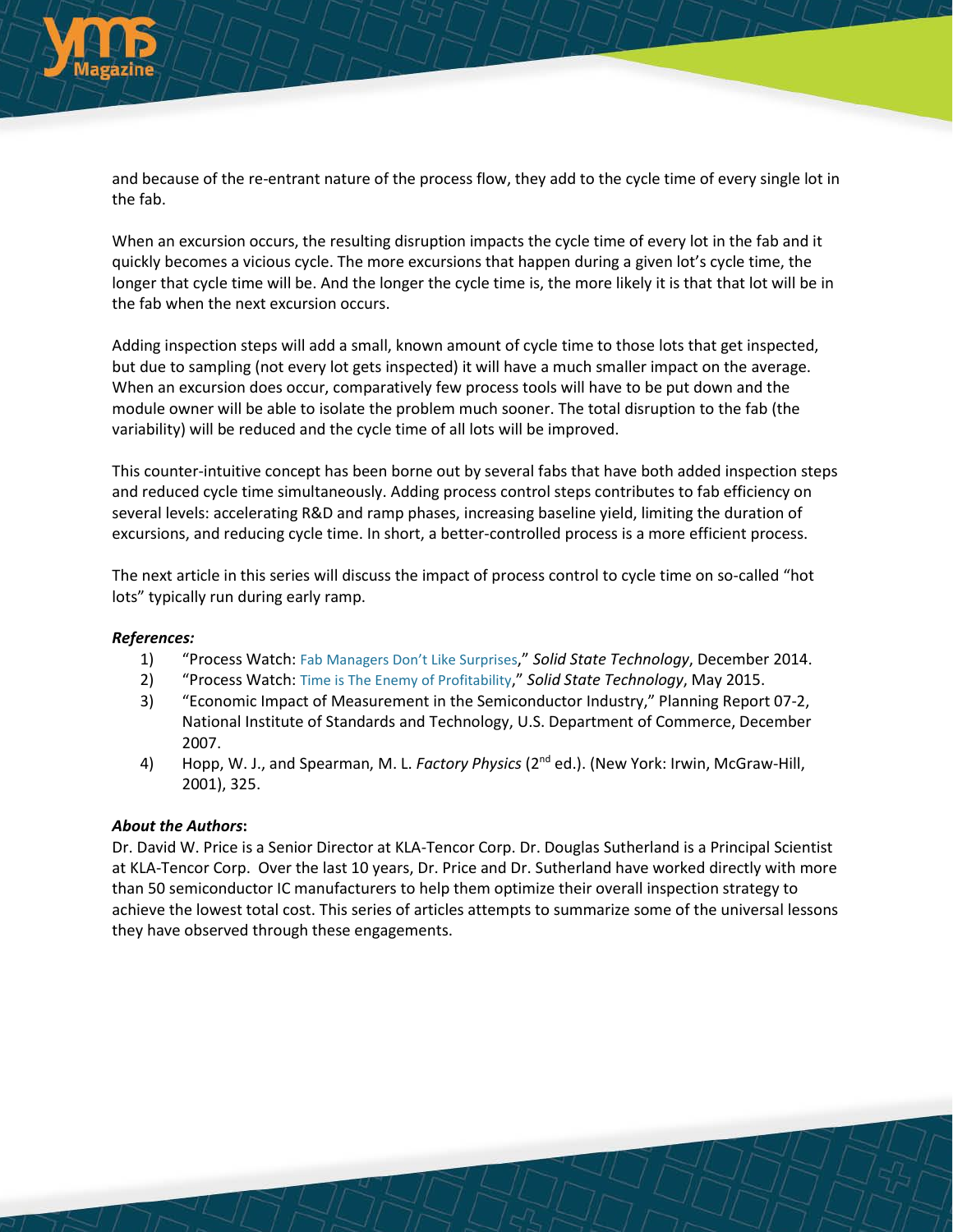and because of the re-entrant nature of the process flow, they add to the cycle time of every single lot in the fab.

When an excursion occurs, the resulting disruption impacts the cycle time of every lot in the fab and it quickly becomes a vicious cycle. The more excursions that happen during a given lot's cycle time, the longer that cycle time will be. And the longer the cycle time is, the more likely it is that that lot will be in the fab when the next excursion occurs.

Adding inspection steps will add a small, known amount of cycle time to those lots that get inspected, but due to sampling (not every lot gets inspected) it will have a much smaller impact on the average. When an excursion does occur, comparatively few process tools will have to be put down and the module owner will be able to isolate the problem much sooner. The total disruption to the fab (the variability) will be reduced and the cycle time of all lots will be improved.

This counter-intuitive concept has been borne out by several fabs that have both added inspection steps and reduced cycle time simultaneously. Adding process control steps contributes to fab efficiency on several levels: accelerating R&D and ramp phases, increasing baseline yield, limiting the duration of excursions, and reducing cycle time. In short, a better-controlled process is a more efficient process.

The next article in this series will discuss the impact of process control to cycle time on so-called "hot lots" typically run during early ramp.

***References:***

1) "Process Watch: Fab Managers Don't Like Surprises," *Solid State Technology*, December 2014.
2) "Process Watch: Time is The Enemy of Profitability," *Solid State Technology*, May 2015.
3) "Economic Impact of Measurement in the Semiconductor Industry," Planning Report 07-2, National Institute of Standards and Technology, U.S. Department of Commerce, December 2007.
4) Hopp, W. J., and Spearman, M. L. *Factory Physics* (2nd ed.). (New York: Irwin, McGraw-Hill, 2001), 325.

***About the Authors*:**

Dr. David W. Price is a Senior Director at KLA-Tencor Corp. Dr. Douglas Sutherland is a Principal Scientist at KLA-Tencor Corp. Over the last 10 years, Dr. Price and Dr. Sutherland have worked directly with more than 50 semiconductor IC manufacturers to help them optimize their overall inspection strategy to achieve the lowest total cost. This series of articles attempts to summarize some of the universal lessons they have observed through these engagements.